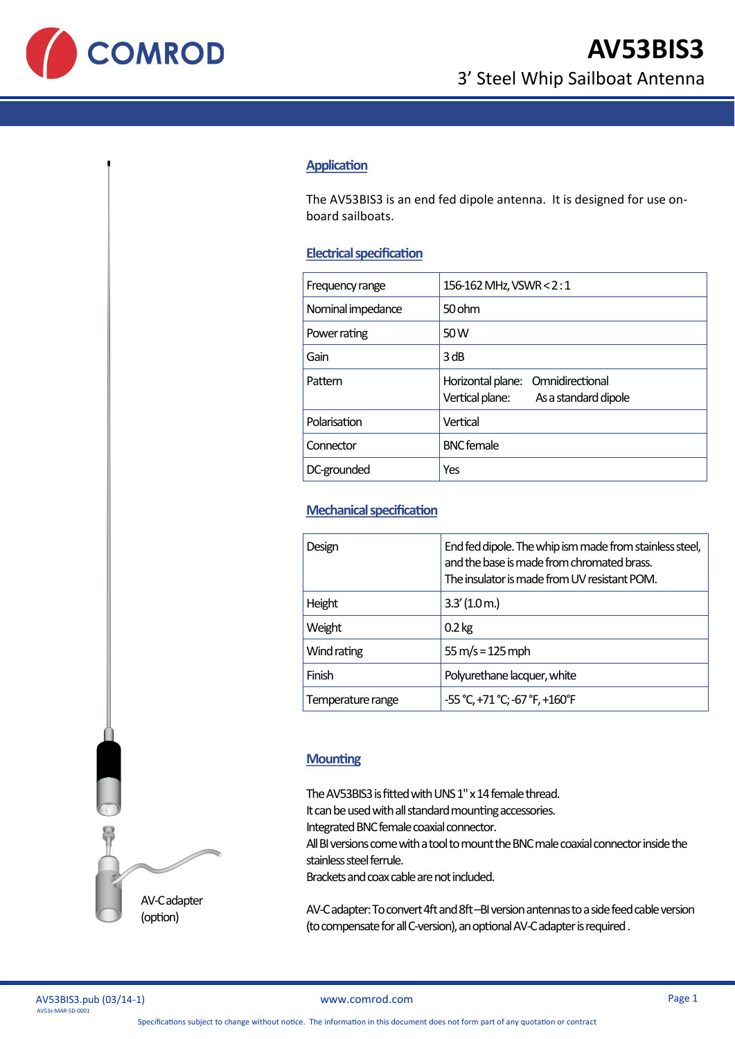# AV53BIS3

3' Steel Whip Sailboat Antenna

AV-C adapter (option)

## Application

The AV53BIS3 is an end fed dipole antenna. It is designed for use on-board sailboats.

## Electrical specification

| | |
|---|---|
| Frequency range | 156-162 MHz, VSWR < 2 : 1 |
| Nominal impedance | 50 ohm |
| Power rating | 50 W |
| Gain | 3 dB |
| Pattern | Horizontal plane: Omnidirectional<br>Vertical plane: As a standard dipole |
| Polarisation | Vertical |
| Connector | BNC female |
| DC-grounded | Yes |

## Mechanical specification

| | |
|---|---|
| Design | End fed dipole. The whip ism made from stainless steel, and the base is made from chromated brass.<br>The insulator is made from UV resistant POM. |
| Height | 3.3' (1.0 m.) |
| Weight | 0.2 kg |
| Wind rating | 55 m/s = 125 mph |
| Finish | Polyurethane lacquer, white |
| Temperature range | -55 °C, +71 °C; -67 °F, +160°F |

## Mounting

The AV53BIS3 is fitted with UNS 1" x 14 female thread.
It can be used with all standard mounting accessories.
Integrated BNC female coaxial connector.
All BI versions come with a tool to mount the BNC male coaxial connector inside the stainless steel ferrule.
Brackets and coax cable are not included.

AV-C adapter: To convert 4ft and 8ft –BI version antennas to a side feed cable version (to compensate for all C-version), an optional AV-C adapter is required .

AV53BIS3.pub (03/14-1)
AV53s-MAR-SD-0001

www.comrod.com

Specifications subject to change without notice. The information in this document does not form part of any quotation or contract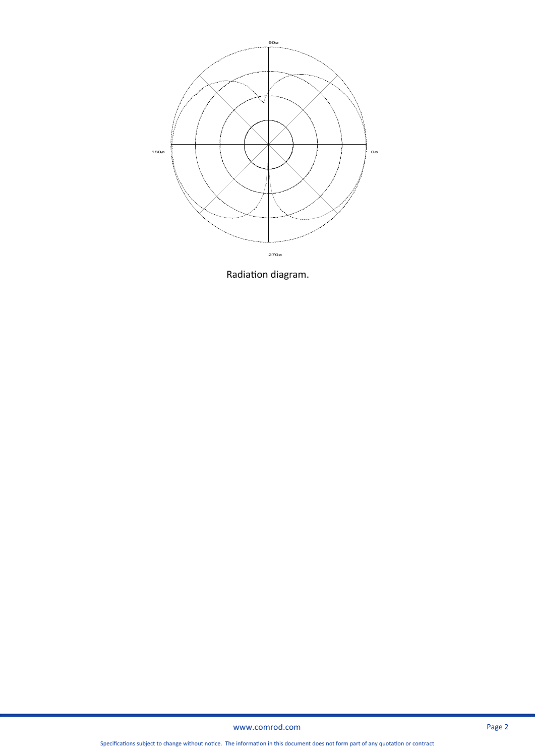90ø

180ø

0ø

270ø

Radiation diagram.